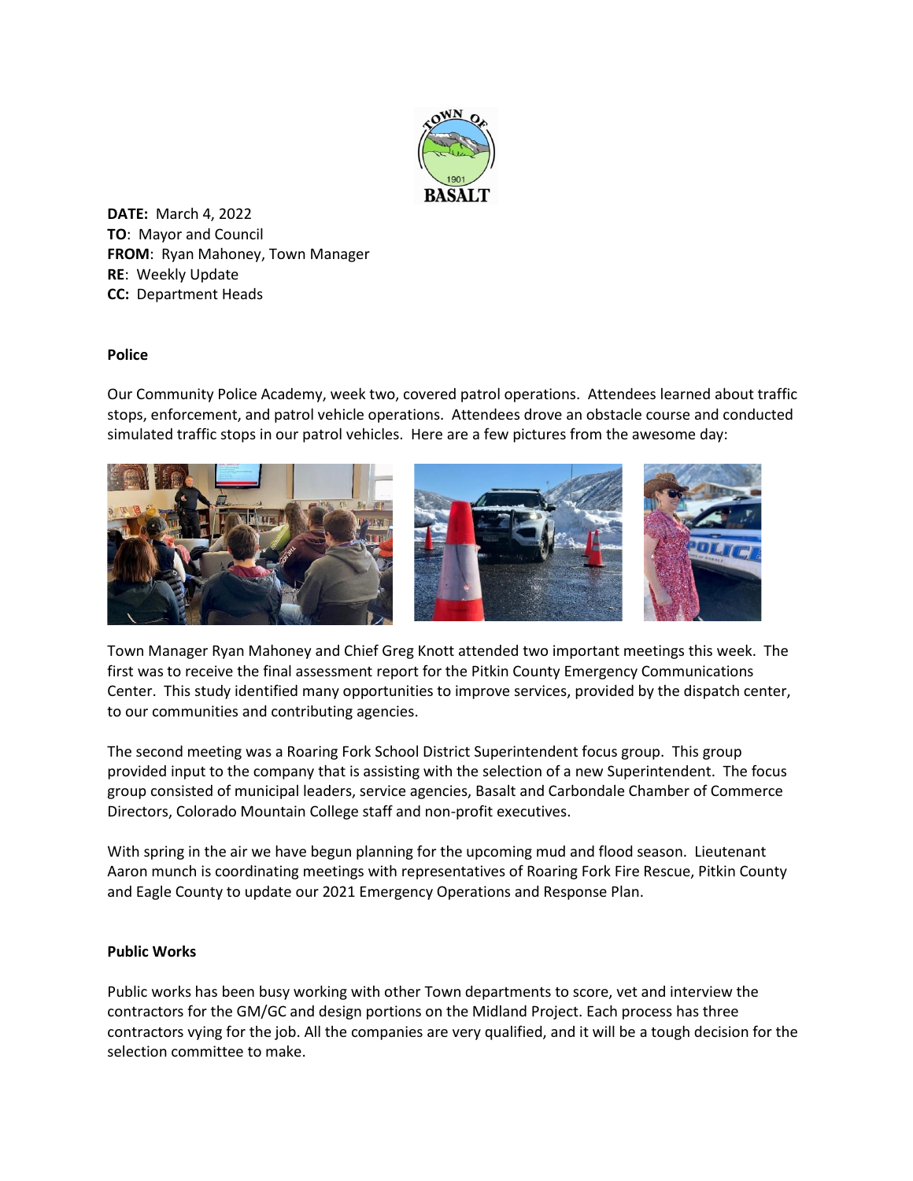**DATE:** March 4, 2022
**TO**: Mayor and Council
**FROM**: Ryan Mahoney, Town Manager
**RE**: Weekly Update
**CC:** Department Heads

**Police**

Our Community Police Academy, week two, covered patrol operations. Attendees learned about traffic stops, enforcement, and patrol vehicle operations. Attendees drove an obstacle course and conducted simulated traffic stops in our patrol vehicles. Here are a few pictures from the awesome day:

Town Manager Ryan Mahoney and Chief Greg Knott attended two important meetings this week. The first was to receive the final assessment report for the Pitkin County Emergency Communications Center. This study identified many opportunities to improve services, provided by the dispatch center, to our communities and contributing agencies.

The second meeting was a Roaring Fork School District Superintendent focus group. This group provided input to the company that is assisting with the selection of a new Superintendent. The focus group consisted of municipal leaders, service agencies, Basalt and Carbondale Chamber of Commerce Directors, Colorado Mountain College staff and non-profit executives.

With spring in the air we have begun planning for the upcoming mud and flood season. Lieutenant Aaron munch is coordinating meetings with representatives of Roaring Fork Fire Rescue, Pitkin County and Eagle County to update our 2021 Emergency Operations and Response Plan.

**Public Works**

Public works has been busy working with other Town departments to score, vet and interview the contractors for the GM/GC and design portions on the Midland Project. Each process has three contractors vying for the job. All the companies are very qualified, and it will be a tough decision for the selection committee to make.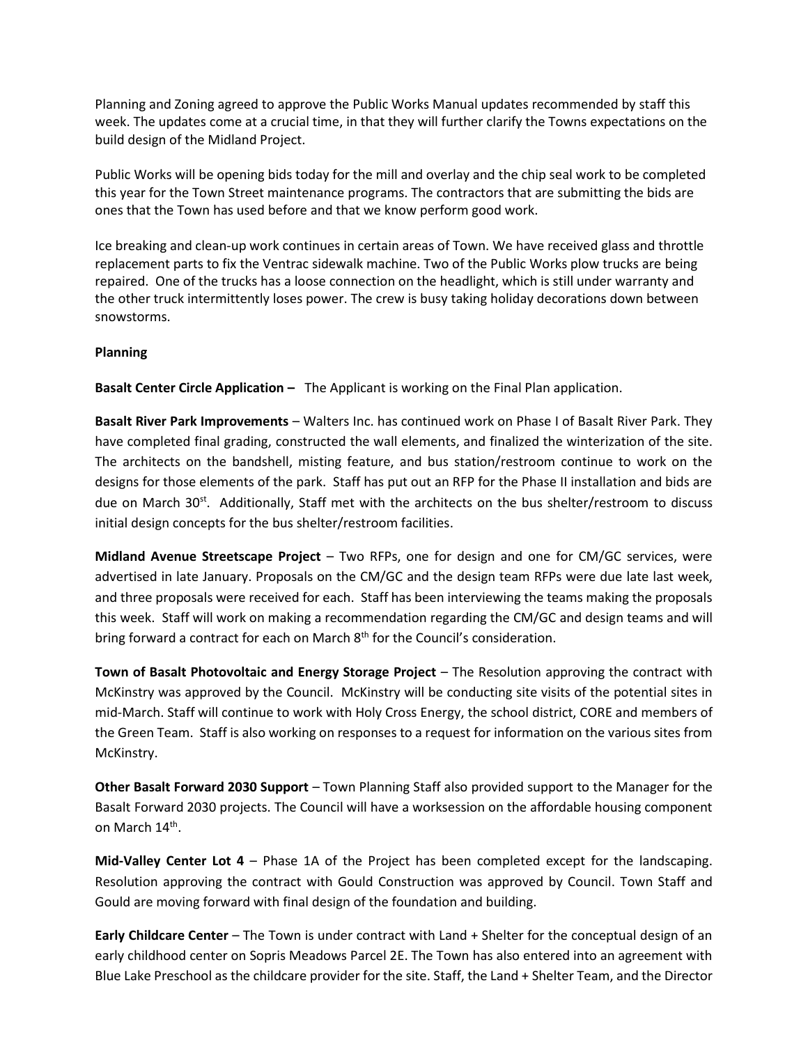Planning and Zoning agreed to approve the Public Works Manual updates recommended by staff this week. The updates come at a crucial time, in that they will further clarify the Towns expectations on the build design of the Midland Project.

Public Works will be opening bids today for the mill and overlay and the chip seal work to be completed this year for the Town Street maintenance programs. The contractors that are submitting the bids are ones that the Town has used before and that we know perform good work.

Ice breaking and clean-up work continues in certain areas of Town. We have received glass and throttle replacement parts to fix the Ventrac sidewalk machine. Two of the Public Works plow trucks are being repaired. One of the trucks has a loose connection on the headlight, which is still under warranty and the other truck intermittently loses power. The crew is busy taking holiday decorations down between snowstorms.

**Planning**

**Basalt Center Circle Application –** The Applicant is working on the Final Plan application.

**Basalt River Park Improvements** – Walters Inc. has continued work on Phase I of Basalt River Park. They have completed final grading, constructed the wall elements, and finalized the winterization of the site. The architects on the bandshell, misting feature, and bus station/restroom continue to work on the designs for those elements of the park. Staff has put out an RFP for the Phase II installation and bids are due on March 30st. Additionally, Staff met with the architects on the bus shelter/restroom to discuss initial design concepts for the bus shelter/restroom facilities.

**Midland Avenue Streetscape Project** – Two RFPs, one for design and one for CM/GC services, were advertised in late January. Proposals on the CM/GC and the design team RFPs were due late last week, and three proposals were received for each. Staff has been interviewing the teams making the proposals this week. Staff will work on making a recommendation regarding the CM/GC and design teams and will bring forward a contract for each on March 8th for the Council's consideration.

**Town of Basalt Photovoltaic and Energy Storage Project** – The Resolution approving the contract with McKinstry was approved by the Council. McKinstry will be conducting site visits of the potential sites in mid-March. Staff will continue to work with Holy Cross Energy, the school district, CORE and members of the Green Team. Staff is also working on responses to a request for information on the various sites from McKinstry.

**Other Basalt Forward 2030 Support** – Town Planning Staff also provided support to the Manager for the Basalt Forward 2030 projects. The Council will have a worksession on the affordable housing component on March 14th.

**Mid-Valley Center Lot 4** – Phase 1A of the Project has been completed except for the landscaping. Resolution approving the contract with Gould Construction was approved by Council. Town Staff and Gould are moving forward with final design of the foundation and building.

**Early Childcare Center** – The Town is under contract with Land + Shelter for the conceptual design of an early childhood center on Sopris Meadows Parcel 2E. The Town has also entered into an agreement with Blue Lake Preschool as the childcare provider for the site. Staff, the Land + Shelter Team, and the Director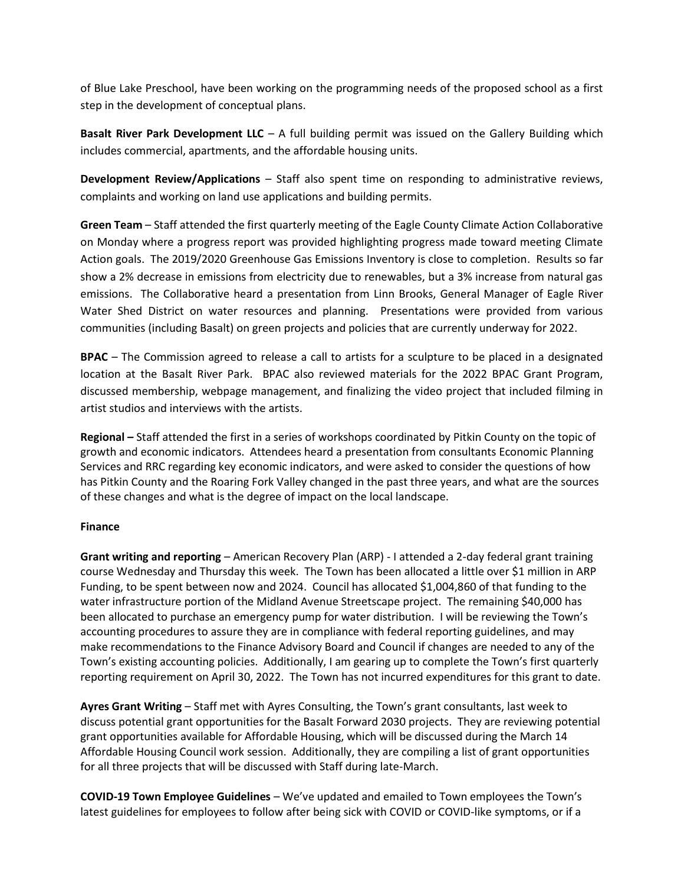of Blue Lake Preschool, have been working on the programming needs of the proposed school as a first step in the development of conceptual plans.

**Basalt River Park Development LLC** – A full building permit was issued on the Gallery Building which includes commercial, apartments, and the affordable housing units.

**Development Review/Applications** – Staff also spent time on responding to administrative reviews, complaints and working on land use applications and building permits.

**Green Team** – Staff attended the first quarterly meeting of the Eagle County Climate Action Collaborative on Monday where a progress report was provided highlighting progress made toward meeting Climate Action goals. The 2019/2020 Greenhouse Gas Emissions Inventory is close to completion. Results so far show a 2% decrease in emissions from electricity due to renewables, but a 3% increase from natural gas emissions. The Collaborative heard a presentation from Linn Brooks, General Manager of Eagle River Water Shed District on water resources and planning. Presentations were provided from various communities (including Basalt) on green projects and policies that are currently underway for 2022.

**BPAC** – The Commission agreed to release a call to artists for a sculpture to be placed in a designated location at the Basalt River Park. BPAC also reviewed materials for the 2022 BPAC Grant Program, discussed membership, webpage management, and finalizing the video project that included filming in artist studios and interviews with the artists.

**Regional –** Staff attended the first in a series of workshops coordinated by Pitkin County on the topic of growth and economic indicators. Attendees heard a presentation from consultants Economic Planning Services and RRC regarding key economic indicators, and were asked to consider the questions of how has Pitkin County and the Roaring Fork Valley changed in the past three years, and what are the sources of these changes and what is the degree of impact on the local landscape.

**Finance**

**Grant writing and reporting** – American Recovery Plan (ARP) - I attended a 2-day federal grant training course Wednesday and Thursday this week. The Town has been allocated a little over $1 million in ARP Funding, to be spent between now and 2024. Council has allocated $1,004,860 of that funding to the water infrastructure portion of the Midland Avenue Streetscape project. The remaining $40,000 has been allocated to purchase an emergency pump for water distribution. I will be reviewing the Town's accounting procedures to assure they are in compliance with federal reporting guidelines, and may make recommendations to the Finance Advisory Board and Council if changes are needed to any of the Town's existing accounting policies. Additionally, I am gearing up to complete the Town's first quarterly reporting requirement on April 30, 2022. The Town has not incurred expenditures for this grant to date.

**Ayres Grant Writing** – Staff met with Ayres Consulting, the Town's grant consultants, last week to discuss potential grant opportunities for the Basalt Forward 2030 projects. They are reviewing potential grant opportunities available for Affordable Housing, which will be discussed during the March 14 Affordable Housing Council work session. Additionally, they are compiling a list of grant opportunities for all three projects that will be discussed with Staff during late-March.

**COVID-19 Town Employee Guidelines** – We've updated and emailed to Town employees the Town's latest guidelines for employees to follow after being sick with COVID or COVID-like symptoms, or if a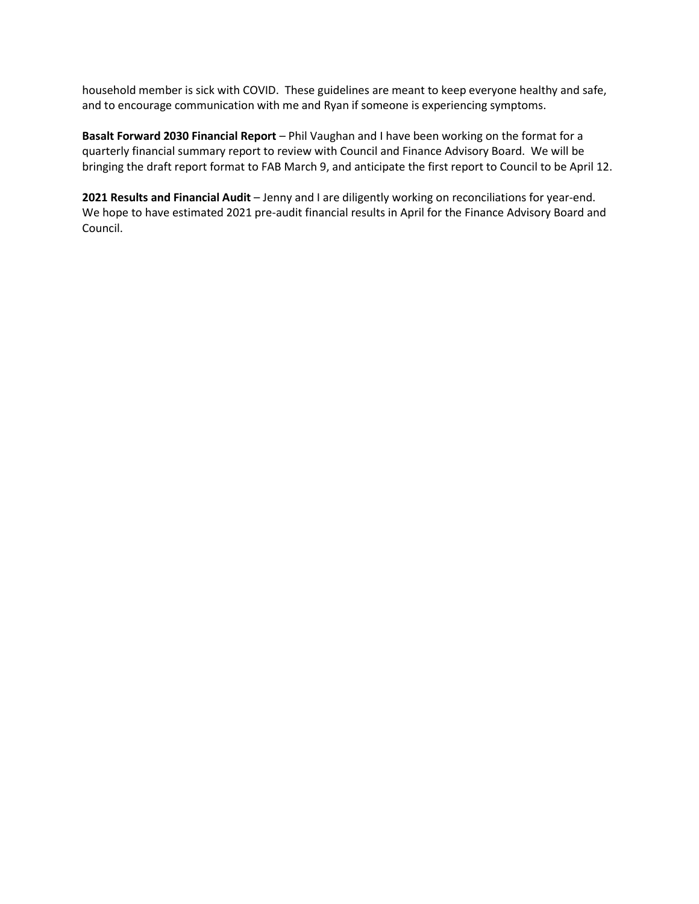household member is sick with COVID. These guidelines are meant to keep everyone healthy and safe, and to encourage communication with me and Ryan if someone is experiencing symptoms.

**Basalt Forward 2030 Financial Report** – Phil Vaughan and I have been working on the format for a quarterly financial summary report to review with Council and Finance Advisory Board. We will be bringing the draft report format to FAB March 9, and anticipate the first report to Council to be April 12.

**2021 Results and Financial Audit** – Jenny and I are diligently working on reconciliations for year-end. We hope to have estimated 2021 pre-audit financial results in April for the Finance Advisory Board and Council.